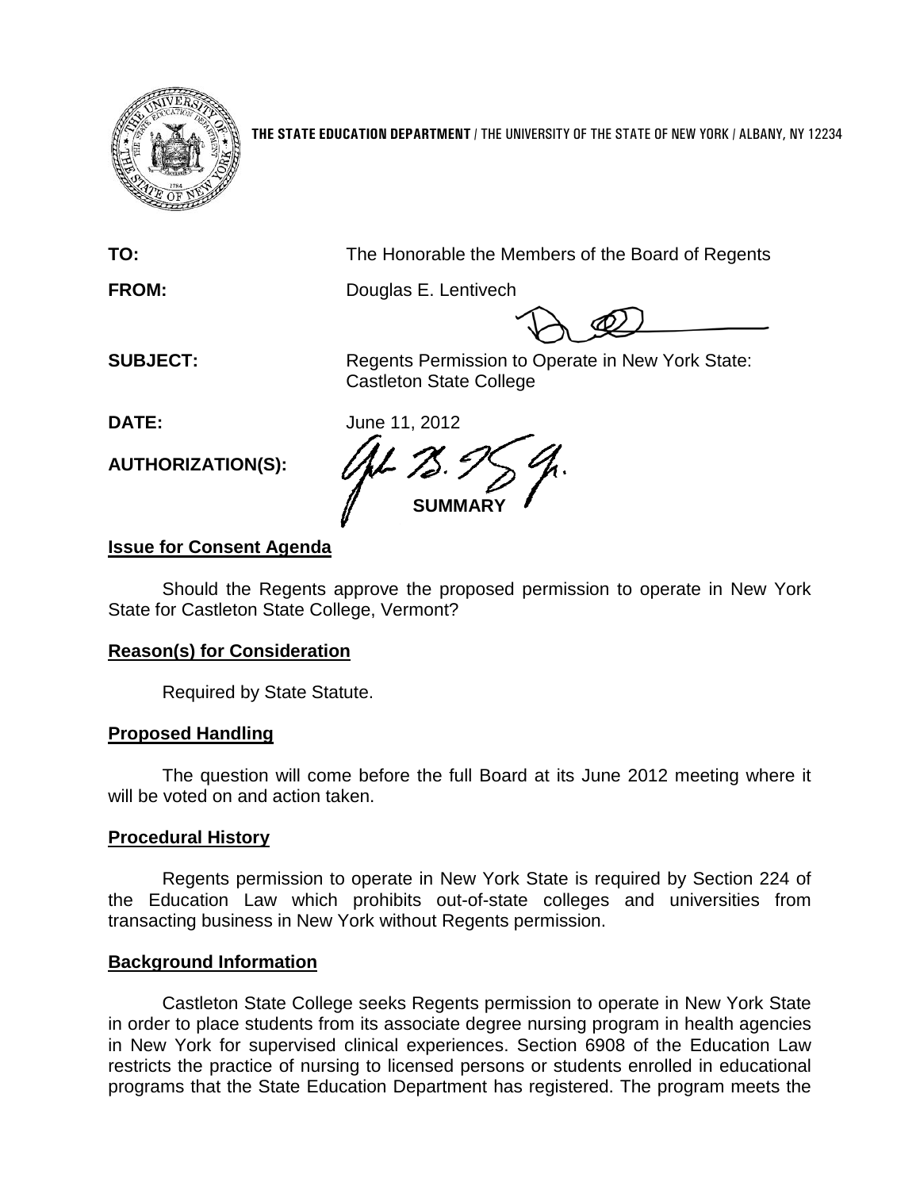**THE STATE EDUCATION DEPARTMENT** / THE UNIVERSITY OF THE STATE OF NEW YORK / ALBANY, NY 12234

**TO:** The Honorable the Members of the Board of Regents

**FROM:** Douglas E. Lentivech

**SUBJECT:** Regents Permission to Operate in New York State: Castleton State College

**DATE:** June 11, 2012

**AUTHORIZATION(S):**

**SUMMARY**

**Issue for Consent Agenda**

Should the Regents approve the proposed permission to operate in New York State for Castleton State College, Vermont?

**Reason(s) for Consideration**

Required by State Statute.

**Proposed Handling**

The question will come before the full Board at its June 2012 meeting where it will be voted on and action taken.

**Procedural History**

Regents permission to operate in New York State is required by Section 224 of the Education Law which prohibits out-of-state colleges and universities from transacting business in New York without Regents permission.

**Background Information**

Castleton State College seeks Regents permission to operate in New York State in order to place students from its associate degree nursing program in health agencies in New York for supervised clinical experiences. Section 6908 of the Education Law restricts the practice of nursing to licensed persons or students enrolled in educational programs that the State Education Department has registered. The program meets the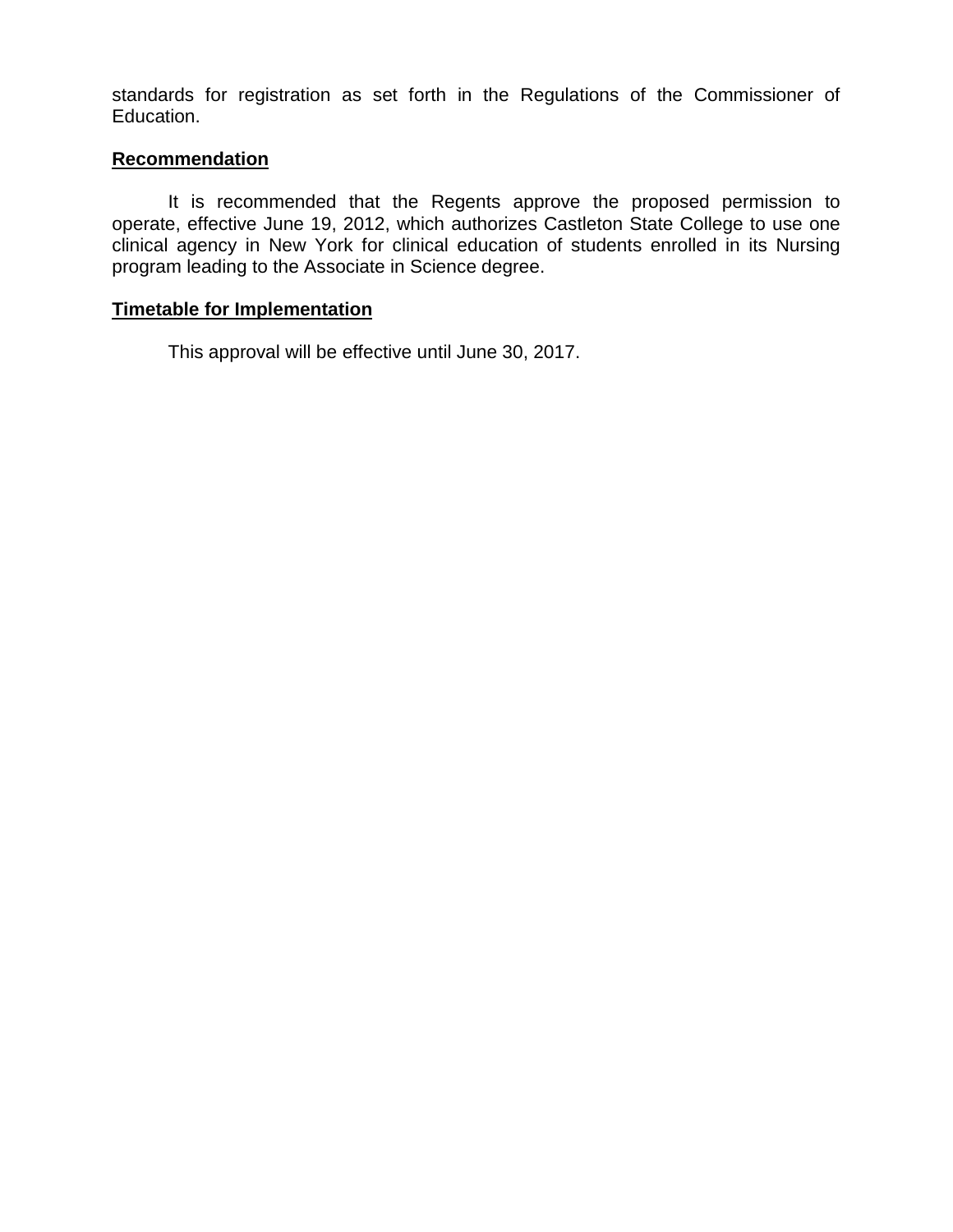standards for registration as set forth in the Regulations of the Commissioner of Education.

**Recommendation**

It is recommended that the Regents approve the proposed permission to operate, effective June 19, 2012, which authorizes Castleton State College to use one clinical agency in New York for clinical education of students enrolled in its Nursing program leading to the Associate in Science degree.

**Timetable for Implementation**

This approval will be effective until June 30, 2017.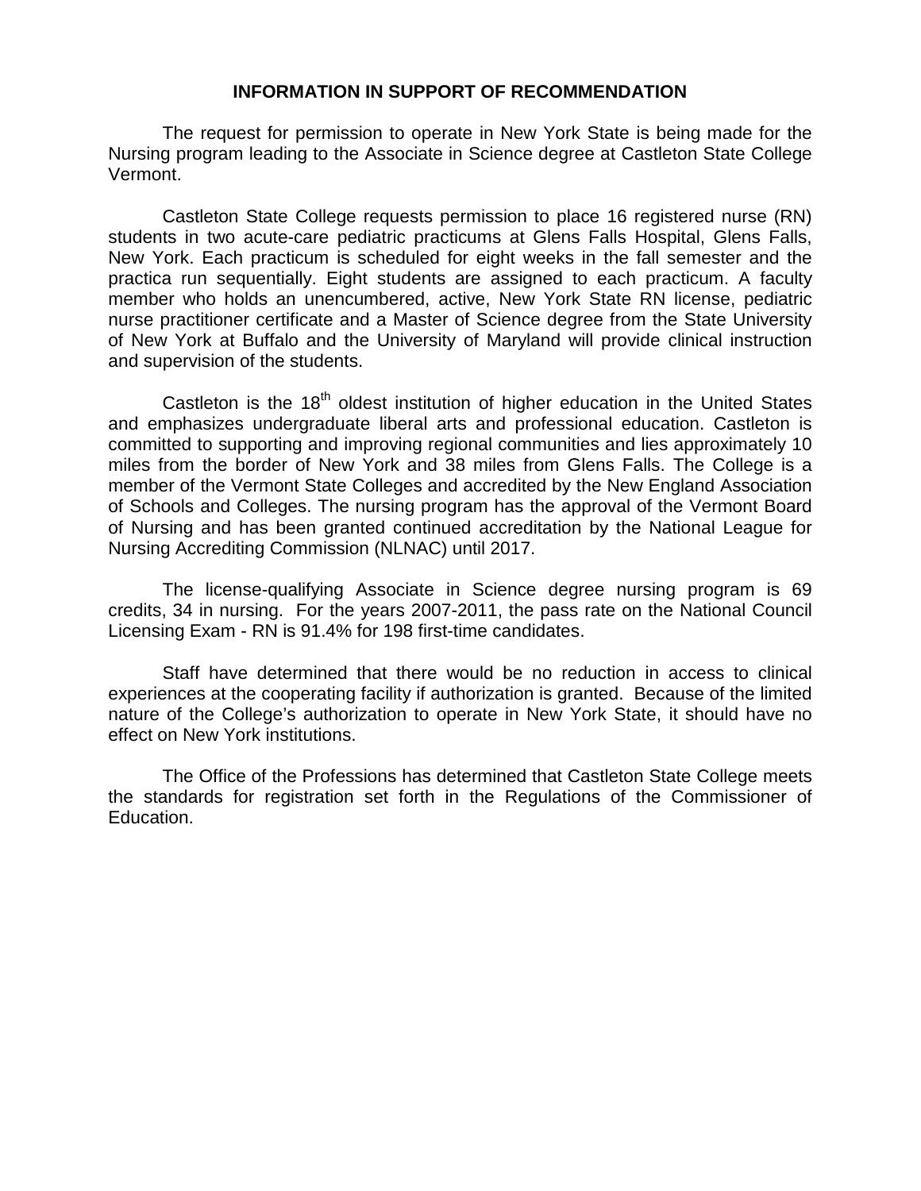## INFORMATION IN SUPPORT OF RECOMMENDATION

The request for permission to operate in New York State is being made for the Nursing program leading to the Associate in Science degree at Castleton State College Vermont.

Castleton State College requests permission to place 16 registered nurse (RN) students in two acute-care pediatric practicums at Glens Falls Hospital, Glens Falls, New York. Each practicum is scheduled for eight weeks in the fall semester and the practica run sequentially. Eight students are assigned to each practicum. A faculty member who holds an unencumbered, active, New York State RN license, pediatric nurse practitioner certificate and a Master of Science degree from the State University of New York at Buffalo and the University of Maryland will provide clinical instruction and supervision of the students.

Castleton is the 18th oldest institution of higher education in the United States and emphasizes undergraduate liberal arts and professional education. Castleton is committed to supporting and improving regional communities and lies approximately 10 miles from the border of New York and 38 miles from Glens Falls. The College is a member of the Vermont State Colleges and accredited by the New England Association of Schools and Colleges. The nursing program has the approval of the Vermont Board of Nursing and has been granted continued accreditation by the National League for Nursing Accrediting Commission (NLNAC) until 2017.

The license-qualifying Associate in Science degree nursing program is 69 credits, 34 in nursing. For the years 2007-2011, the pass rate on the National Council Licensing Exam - RN is 91.4% for 198 first-time candidates.

Staff have determined that there would be no reduction in access to clinical experiences at the cooperating facility if authorization is granted. Because of the limited nature of the College's authorization to operate in New York State, it should have no effect on New York institutions.

The Office of the Professions has determined that Castleton State College meets the standards for registration set forth in the Regulations of the Commissioner of Education.